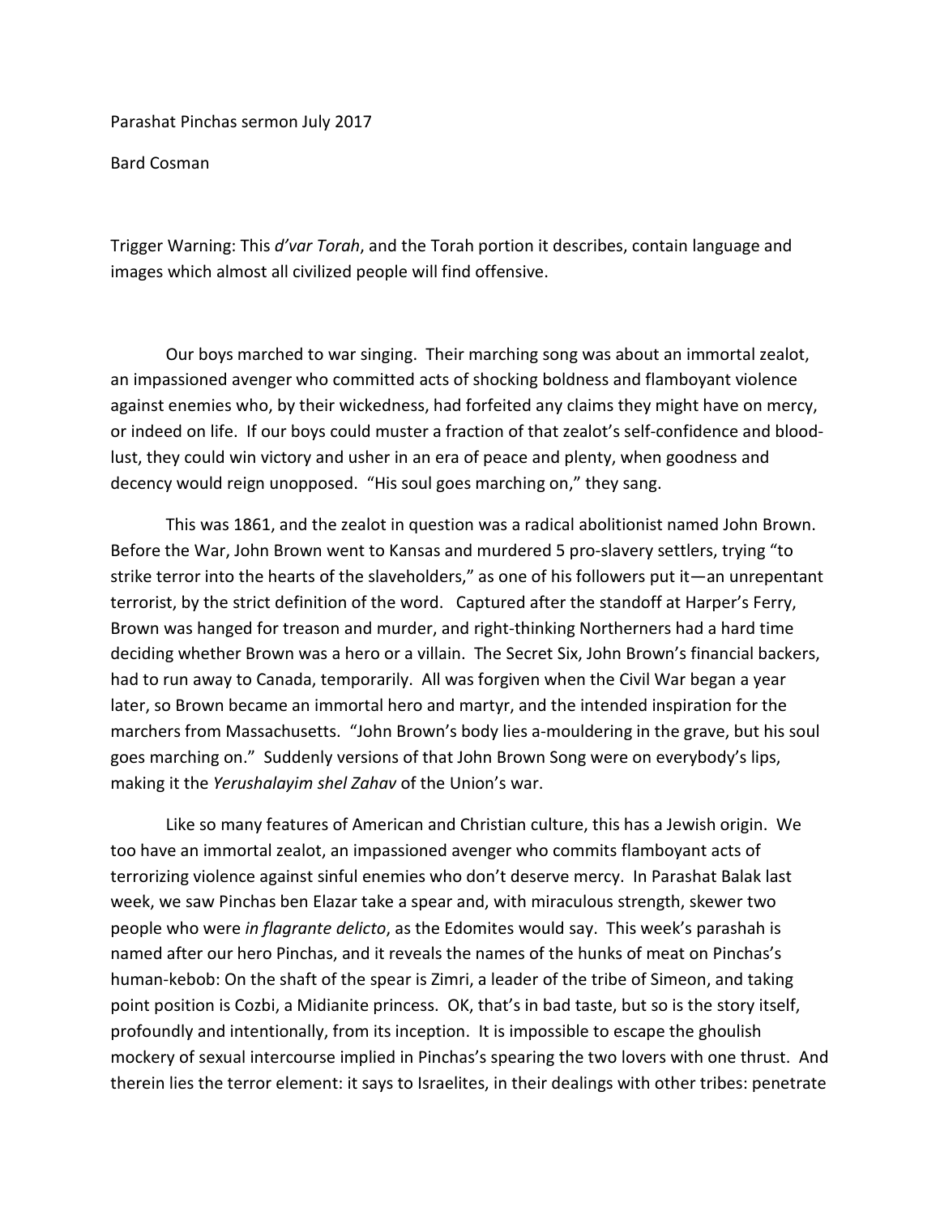Parashat Pinchas sermon July 2017

Bard Cosman

Trigger Warning: This *d'var Torah*, and the Torah portion it describes, contain language and images which almost all civilized people will find offensive.

Our boys marched to war singing. Their marching song was about an immortal zealot, an impassioned avenger who committed acts of shocking boldness and flamboyant violence against enemies who, by their wickedness, had forfeited any claims they might have on mercy, or indeed on life. If our boys could muster a fraction of that zealot's self-confidence and blood-lust, they could win victory and usher in an era of peace and plenty, when goodness and decency would reign unopposed. "His soul goes marching on," they sang.

This was 1861, and the zealot in question was a radical abolitionist named John Brown. Before the War, John Brown went to Kansas and murdered 5 pro-slavery settlers, trying "to strike terror into the hearts of the slaveholders," as one of his followers put it—an unrepentant terrorist, by the strict definition of the word. Captured after the standoff at Harper's Ferry, Brown was hanged for treason and murder, and right-thinking Northerners had a hard time deciding whether Brown was a hero or a villain. The Secret Six, John Brown's financial backers, had to run away to Canada, temporarily. All was forgiven when the Civil War began a year later, so Brown became an immortal hero and martyr, and the intended inspiration for the marchers from Massachusetts. "John Brown's body lies a-mouldering in the grave, but his soul goes marching on." Suddenly versions of that John Brown Song were on everybody's lips, making it the *Yerushalayim shel Zahav* of the Union's war.

Like so many features of American and Christian culture, this has a Jewish origin. We too have an immortal zealot, an impassioned avenger who commits flamboyant acts of terrorizing violence against sinful enemies who don't deserve mercy. In Parashat Balak last week, we saw Pinchas ben Elazar take a spear and, with miraculous strength, skewer two people who were *in flagrante delicto*, as the Edomites would say. This week's parashah is named after our hero Pinchas, and it reveals the names of the hunks of meat on Pinchas's human-kebob: On the shaft of the spear is Zimri, a leader of the tribe of Simeon, and taking point position is Cozbi, a Midianite princess. OK, that's in bad taste, but so is the story itself, profoundly and intentionally, from its inception. It is impossible to escape the ghoulish mockery of sexual intercourse implied in Pinchas's spearing the two lovers with one thrust. And therein lies the terror element: it says to Israelites, in their dealings with other tribes: penetrate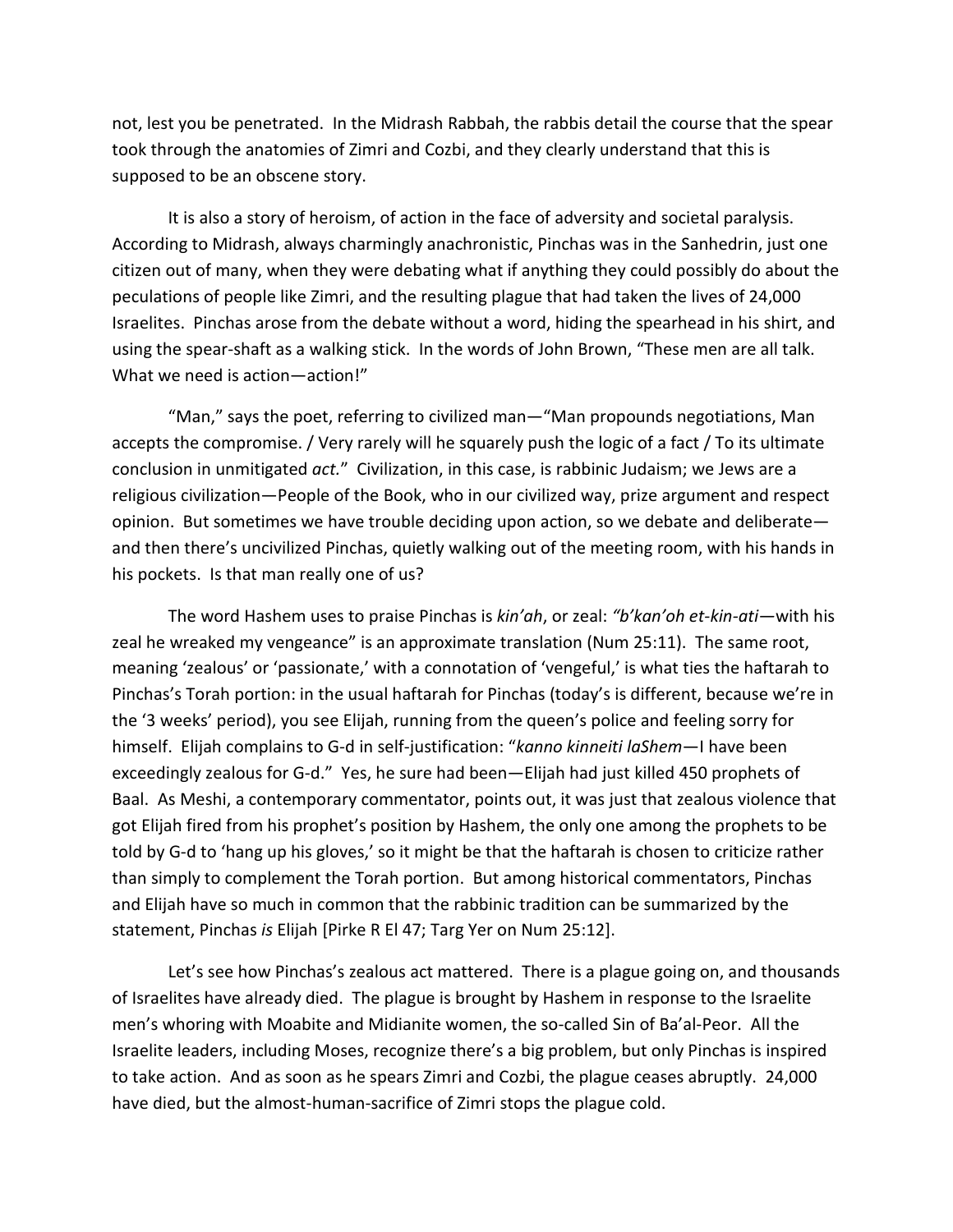not, lest you be penetrated. In the Midrash Rabbah, the rabbis detail the course that the spear took through the anatomies of Zimri and Cozbi, and they clearly understand that this is supposed to be an obscene story.

It is also a story of heroism, of action in the face of adversity and societal paralysis. According to Midrash, always charmingly anachronistic, Pinchas was in the Sanhedrin, just one citizen out of many, when they were debating what if anything they could possibly do about the peculations of people like Zimri, and the resulting plague that had taken the lives of 24,000 Israelites. Pinchas arose from the debate without a word, hiding the spearhead in his shirt, and using the spear-shaft as a walking stick. In the words of John Brown, "These men are all talk. What we need is action—action!"

"Man," says the poet, referring to civilized man—"Man propounds negotiations, Man accepts the compromise. / Very rarely will he squarely push the logic of a fact / To its ultimate conclusion in unmitigated *act.*" Civilization, in this case, is rabbinic Judaism; we Jews are a religious civilization—People of the Book, who in our civilized way, prize argument and respect opinion. But sometimes we have trouble deciding upon action, so we debate and deliberate—and then there's uncivilized Pinchas, quietly walking out of the meeting room, with his hands in his pockets. Is that man really one of us?

The word Hashem uses to praise Pinchas is *kin'ah*, or zeal: *"b'kan'oh et-kin-ati*—with his zeal he wreaked my vengeance" is an approximate translation (Num 25:11). The same root, meaning 'zealous' or 'passionate,' with a connotation of 'vengeful,' is what ties the haftarah to Pinchas's Torah portion: in the usual haftarah for Pinchas (today's is different, because we're in the '3 weeks' period), you see Elijah, running from the queen's police and feeling sorry for himself. Elijah complains to G-d in self-justification: "*kanno kinneiti laShem*—I have been exceedingly zealous for G-d." Yes, he sure had been—Elijah had just killed 450 prophets of Baal. As Meshi, a contemporary commentator, points out, it was just that zealous violence that got Elijah fired from his prophet's position by Hashem, the only one among the prophets to be told by G-d to 'hang up his gloves,' so it might be that the haftarah is chosen to criticize rather than simply to complement the Torah portion. But among historical commentators, Pinchas and Elijah have so much in common that the rabbinic tradition can be summarized by the statement, Pinchas *is* Elijah [Pirke R El 47; Targ Yer on Num 25:12].

Let's see how Pinchas's zealous act mattered. There is a plague going on, and thousands of Israelites have already died. The plague is brought by Hashem in response to the Israelite men's whoring with Moabite and Midianite women, the so-called Sin of Ba'al-Peor. All the Israelite leaders, including Moses, recognize there's a big problem, but only Pinchas is inspired to take action. And as soon as he spears Zimri and Cozbi, the plague ceases abruptly. 24,000 have died, but the almost-human-sacrifice of Zimri stops the plague cold.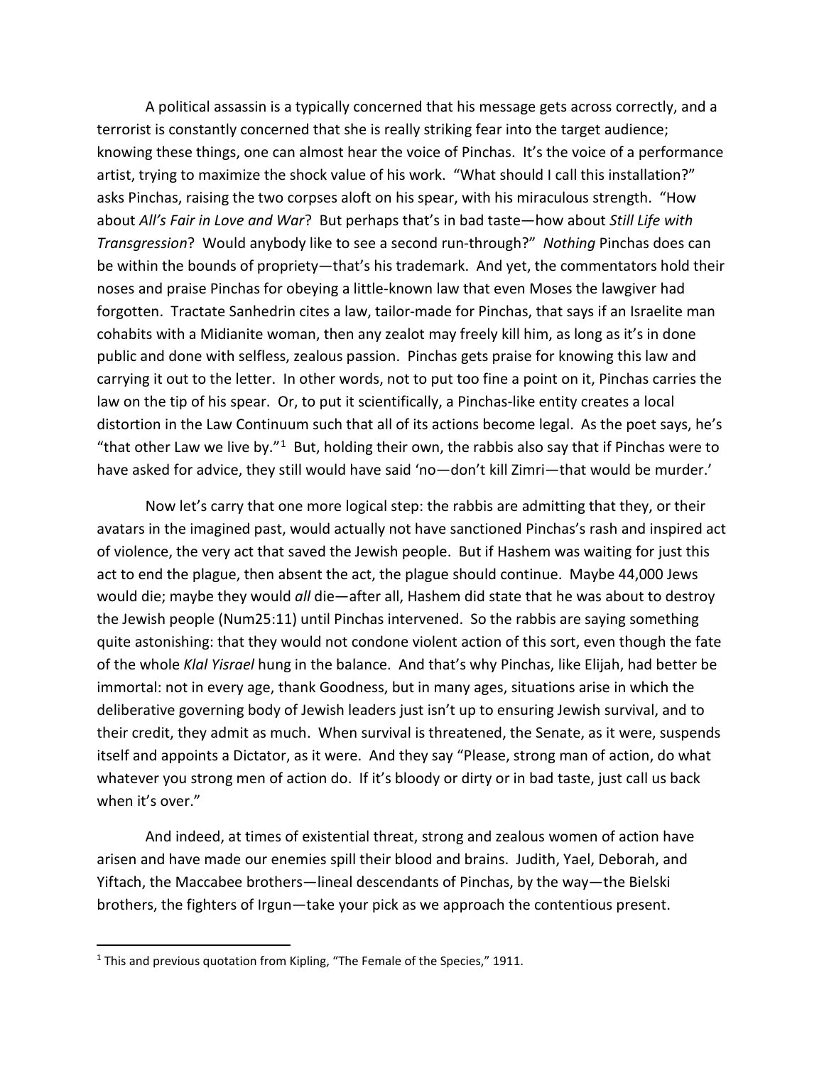A political assassin is a typically concerned that his message gets across correctly, and a terrorist is constantly concerned that she is really striking fear into the target audience; knowing these things, one can almost hear the voice of Pinchas. It's the voice of a performance artist, trying to maximize the shock value of his work. "What should I call this installation?" asks Pinchas, raising the two corpses aloft on his spear, with his miraculous strength. "How about *All's Fair in Love and War*? But perhaps that's in bad taste—how about *Still Life with Transgression*? Would anybody like to see a second run-through?" *Nothing* Pinchas does can be within the bounds of propriety—that's his trademark. And yet, the commentators hold their noses and praise Pinchas for obeying a little-known law that even Moses the lawgiver had forgotten. Tractate Sanhedrin cites a law, tailor-made for Pinchas, that says if an Israelite man cohabits with a Midianite woman, then any zealot may freely kill him, as long as it's in done public and done with selfless, zealous passion. Pinchas gets praise for knowing this law and carrying it out to the letter. In other words, not to put too fine a point on it, Pinchas carries the law on the tip of his spear. Or, to put it scientifically, a Pinchas-like entity creates a local distortion in the Law Continuum such that all of its actions become legal. As the poet says, he's "that other Law we live by."[1] But, holding their own, the rabbis also say that if Pinchas were to have asked for advice, they still would have said 'no—don't kill Zimri—that would be murder.'

Now let's carry that one more logical step: the rabbis are admitting that they, or their avatars in the imagined past, would actually not have sanctioned Pinchas's rash and inspired act of violence, the very act that saved the Jewish people. But if Hashem was waiting for just this act to end the plague, then absent the act, the plague should continue. Maybe 44,000 Jews would die; maybe they would *all* die—after all, Hashem did state that he was about to destroy the Jewish people (Num25:11) until Pinchas intervened. So the rabbis are saying something quite astonishing: that they would not condone violent action of this sort, even though the fate of the whole *Klal Yisrael* hung in the balance. And that's why Pinchas, like Elijah, had better be immortal: not in every age, thank Goodness, but in many ages, situations arise in which the deliberative governing body of Jewish leaders just isn't up to ensuring Jewish survival, and to their credit, they admit as much. When survival is threatened, the Senate, as it were, suspends itself and appoints a Dictator, as it were. And they say "Please, strong man of action, do what whatever you strong men of action do. If it's bloody or dirty or in bad taste, just call us back when it's over."

And indeed, at times of existential threat, strong and zealous women of action have arisen and have made our enemies spill their blood and brains. Judith, Yael, Deborah, and Yiftach, the Maccabee brothers—lineal descendants of Pinchas, by the way—the Bielski brothers, the fighters of Irgun—take your pick as we approach the contentious present.

---

[1] This and previous quotation from Kipling, "The Female of the Species," 1911.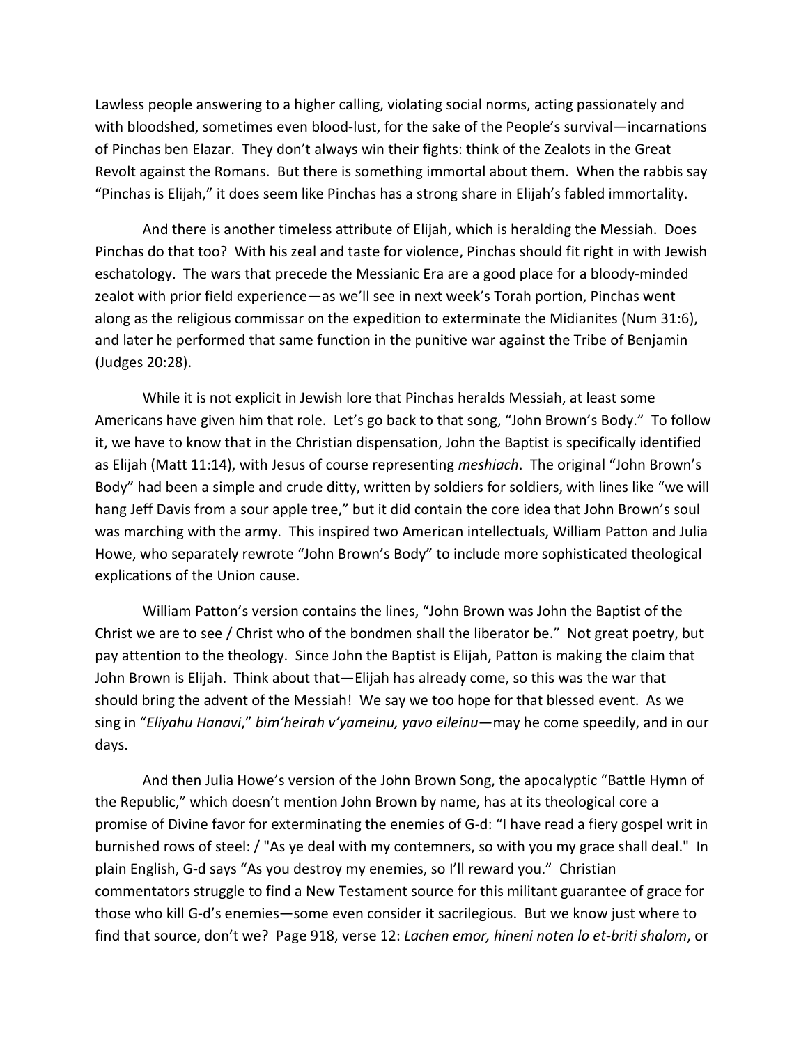Lawless people answering to a higher calling, violating social norms, acting passionately and with bloodshed, sometimes even blood-lust, for the sake of the People's survival—incarnations of Pinchas ben Elazar. They don't always win their fights: think of the Zealots in the Great Revolt against the Romans. But there is something immortal about them. When the rabbis say "Pinchas is Elijah," it does seem like Pinchas has a strong share in Elijah's fabled immortality.

And there is another timeless attribute of Elijah, which is heralding the Messiah. Does Pinchas do that too? With his zeal and taste for violence, Pinchas should fit right in with Jewish eschatology. The wars that precede the Messianic Era are a good place for a bloody-minded zealot with prior field experience—as we'll see in next week's Torah portion, Pinchas went along as the religious commissar on the expedition to exterminate the Midianites (Num 31:6), and later he performed that same function in the punitive war against the Tribe of Benjamin (Judges 20:28).

While it is not explicit in Jewish lore that Pinchas heralds Messiah, at least some Americans have given him that role. Let's go back to that song, "John Brown's Body." To follow it, we have to know that in the Christian dispensation, John the Baptist is specifically identified as Elijah (Matt 11:14), with Jesus of course representing *meshiach*. The original "John Brown's Body" had been a simple and crude ditty, written by soldiers for soldiers, with lines like "we will hang Jeff Davis from a sour apple tree," but it did contain the core idea that John Brown's soul was marching with the army. This inspired two American intellectuals, William Patton and Julia Howe, who separately rewrote "John Brown's Body" to include more sophisticated theological explications of the Union cause.

William Patton's version contains the lines, "John Brown was John the Baptist of the Christ we are to see / Christ who of the bondmen shall the liberator be." Not great poetry, but pay attention to the theology. Since John the Baptist is Elijah, Patton is making the claim that John Brown is Elijah. Think about that—Elijah has already come, so this was the war that should bring the advent of the Messiah! We say we too hope for that blessed event. As we sing in "*Eliyahu Hanavi*," *bim'heirah v'yameinu, yavo eileinu*—may he come speedily, and in our days.

And then Julia Howe's version of the John Brown Song, the apocalyptic "Battle Hymn of the Republic," which doesn't mention John Brown by name, has at its theological core a promise of Divine favor for exterminating the enemies of G-d: "I have read a fiery gospel writ in burnished rows of steel: / "As ye deal with my contemners, so with you my grace shall deal." In plain English, G-d says "As you destroy my enemies, so I'll reward you." Christian commentators struggle to find a New Testament source for this militant guarantee of grace for those who kill G-d's enemies—some even consider it sacrilegious. But we know just where to find that source, don't we? Page 918, verse 12: *Lachen emor, hineni noten lo et-briti shalom*, or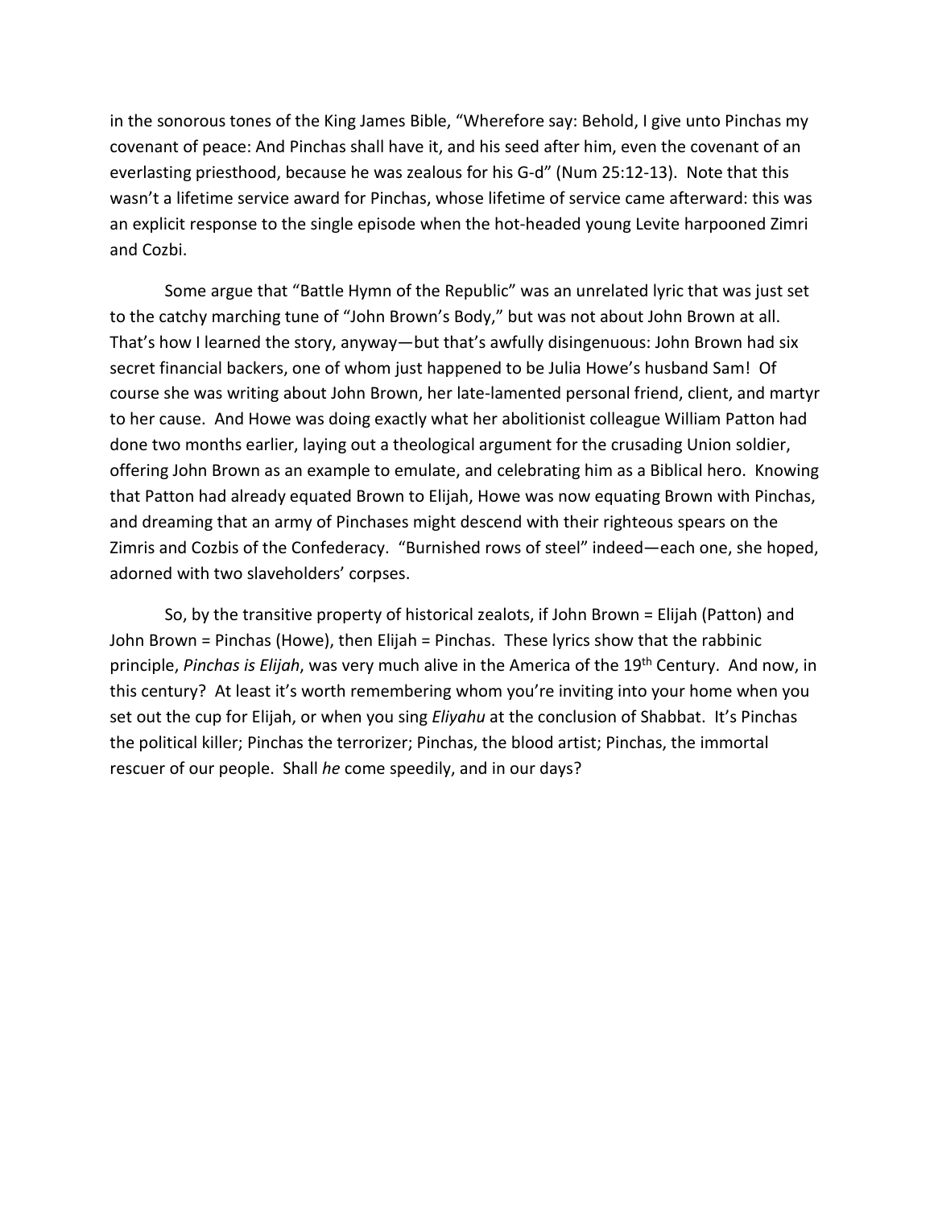in the sonorous tones of the King James Bible, "Wherefore say: Behold, I give unto Pinchas my covenant of peace: And Pinchas shall have it, and his seed after him, even the covenant of an everlasting priesthood, because he was zealous for his G-d" (Num 25:12-13). Note that this wasn't a lifetime service award for Pinchas, whose lifetime of service came afterward: this was an explicit response to the single episode when the hot-headed young Levite harpooned Zimri and Cozbi.

Some argue that "Battle Hymn of the Republic" was an unrelated lyric that was just set to the catchy marching tune of "John Brown's Body," but was not about John Brown at all. That's how I learned the story, anyway—but that's awfully disingenuous: John Brown had six secret financial backers, one of whom just happened to be Julia Howe's husband Sam! Of course she was writing about John Brown, her late-lamented personal friend, client, and martyr to her cause. And Howe was doing exactly what her abolitionist colleague William Patton had done two months earlier, laying out a theological argument for the crusading Union soldier, offering John Brown as an example to emulate, and celebrating him as a Biblical hero. Knowing that Patton had already equated Brown to Elijah, Howe was now equating Brown with Pinchas, and dreaming that an army of Pinchases might descend with their righteous spears on the Zimris and Cozbis of the Confederacy. "Burnished rows of steel" indeed—each one, she hoped, adorned with two slaveholders' corpses.

So, by the transitive property of historical zealots, if John Brown = Elijah (Patton) and John Brown = Pinchas (Howe), then Elijah = Pinchas. These lyrics show that the rabbinic principle, *Pinchas is Elijah*, was very much alive in the America of the 19th Century. And now, in this century? At least it's worth remembering whom you're inviting into your home when you set out the cup for Elijah, or when you sing *Eliyahu* at the conclusion of Shabbat. It's Pinchas the political killer; Pinchas the terrorizer; Pinchas, the blood artist; Pinchas, the immortal rescuer of our people. Shall *he* come speedily, and in our days?